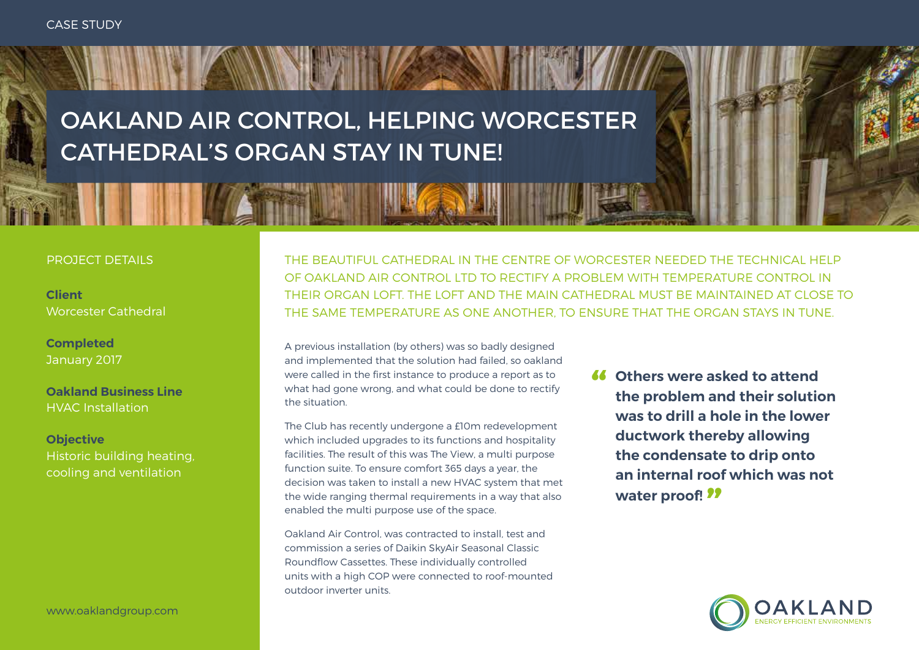CASE STUDY

# OAKLAND AIR CONTROL, HELPING WORCESTER CATHEDRAL'S ORGAN STAY IN TUNE!

## PROJECT DETAILS

**Client**
Worcester Cathedral

**Completed**
January 2017

**Oakland Business Line**
HVAC Installation

**Objective**
Historic building heating, cooling and ventilation

www.oaklandgroup.com

THE BEAUTIFUL CATHEDRAL IN THE CENTRE OF WORCESTER NEEDED THE TECHNICAL HELP OF OAKLAND AIR CONTROL LTD TO RECTIFY A PROBLEM WITH TEMPERATURE CONTROL IN THEIR ORGAN LOFT. THE LOFT AND THE MAIN CATHEDRAL MUST BE MAINTAINED AT CLOSE TO THE SAME TEMPERATURE AS ONE ANOTHER, TO ENSURE THAT THE ORGAN STAYS IN TUNE.

A previous installation (by others) was so badly designed and implemented that the solution had failed, so oakland were called in the first instance to produce a report as to what had gone wrong, and what could be done to rectify the situation.

The Club has recently undergone a £10m redevelopment which included upgrades to its functions and hospitality facilities. The result of this was The View, a multi purpose function suite. To ensure comfort 365 days a year, the decision was taken to install a new HVAC system that met the wide ranging thermal requirements in a way that also enabled the multi purpose use of the space.

Oakland Air Control, was contracted to install, test and commission a series of Daikin SkyAir Seasonal Classic Roundflow Cassettes. These individually controlled units with a high COP were connected to roof-mounted outdoor inverter units.

> **"Others were asked to attend the problem and their solution was to drill a hole in the lower ductwork thereby allowing the condensate to drip onto an internal roof which was not water proof!"**

OAKLAND
ENERGY EFFICIENT ENVIRONMENTS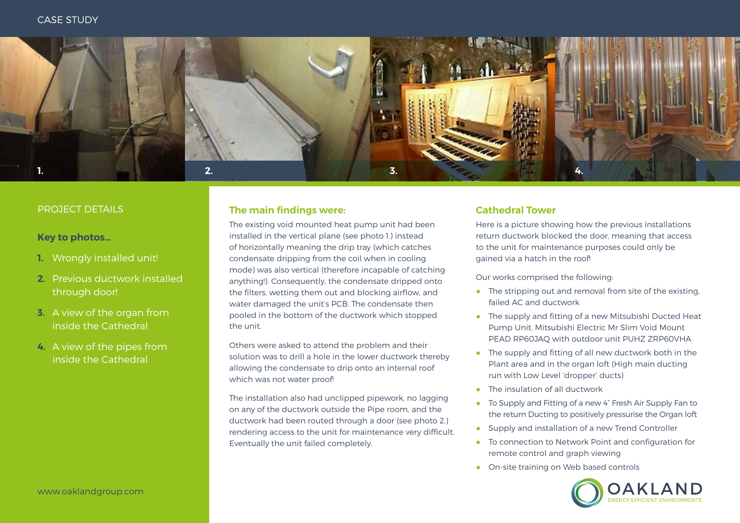CASE STUDY

1.

2.

3.

4.

## PROJECT DETAILS

### Key to photos...

1. Wrongly installed unit!
2. Previous ductwork installed through door!
3. A view of the organ from inside the Cathedral
4. A view of the pipes from inside the Cathedral

www.oaklandgroup.com

### The main findings were:

The existing void mounted heat pump unit had been installed in the vertical plane (see photo 1.) instead of horizontally meaning the drip tray (which catches condensate dripping from the coil when in cooling mode) was also vertical (therefore incapable of catching anything!). Consequently, the condensate dripped onto the filters, wetting them out and blocking airflow, and water damaged the unit's PCB. The condensate then pooled in the bottom of the ductwork which stopped the unit.

Others were asked to attend the problem and their solution was to drill a hole in the lower ductwork thereby allowing the condensate to drip onto an internal roof which was not water proof!

The installation also had unclipped pipework, no lagging on any of the ductwork outside the Pipe room, and the ductwork had been routed through a door (see photo 2.) rendering access to the unit for maintenance very difficult. Eventually the unit failed completely.

### Cathedral Tower

Here is a picture showing how the previous installations return ductwork blocked the door, meaning that access to the unit for maintenance purposes could only be gained via a hatch in the roof!

Our works comprised the following:

- The stripping out and removal from site of the existing, failed AC and ductwork
- The supply and fitting of a new Mitsubishi Ducted Heat Pump Unit. Mitsubishi Electric Mr Slim Void Mount PEAD RP60JAQ with outdoor unit PUHZ ZRP60VHA
- The supply and fitting of all new ductwork both in the Plant area and in the organ loft (High main ducting run with Low Level 'dropper' ducts)
- The insulation of all ductwork
- To Supply and Fitting of a new 4" Fresh Air Supply Fan to the return Ducting to positively pressurise the Organ loft
- Supply and installation of a new Trend Controller
- To connection to Network Point and configuration for remote control and graph viewing
- On-site training on Web based controls

OAKLAND
ENERGY EFFICIENT ENVIRONMENTS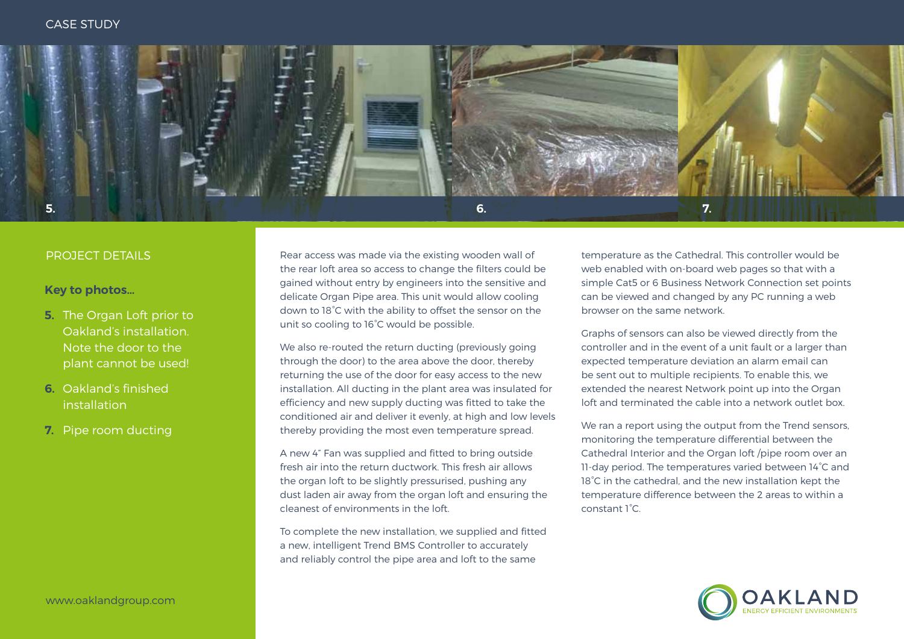CASE STUDY

5.

6.

7.

## PROJECT DETAILS

**Key to photos...**

- **5.** The Organ Loft prior to Oakland's installation. Note the door to the plant cannot be used!
- **6.** Oakland's finished installation
- **7.** Pipe room ducting

Rear access was made via the existing wooden wall of the rear loft area so access to change the filters could be gained without entry by engineers into the sensitive and delicate Organ Pipe area. This unit would allow cooling down to 18˚C with the ability to offset the sensor on the unit so cooling to 16˚C would be possible.

We also re-routed the return ducting (previously going through the door) to the area above the door, thereby returning the use of the door for easy access to the new installation. All ducting in the plant area was insulated for efficiency and new supply ducting was fitted to take the conditioned air and deliver it evenly, at high and low levels thereby providing the most even temperature spread.

A new 4" Fan was supplied and fitted to bring outside fresh air into the return ductwork. This fresh air allows the organ loft to be slightly pressurised, pushing any dust laden air away from the organ loft and ensuring the cleanest of environments in the loft.

To complete the new installation, we supplied and fitted a new, intelligent Trend BMS Controller to accurately and reliably control the pipe area and loft to the same temperature as the Cathedral. This controller would be web enabled with on-board web pages so that with a simple Cat5 or 6 Business Network Connection set points can be viewed and changed by any PC running a web browser on the same network.

Graphs of sensors can also be viewed directly from the controller and in the event of a unit fault or a larger than expected temperature deviation an alarm email can be sent out to multiple recipients. To enable this, we extended the nearest Network point up into the Organ loft and terminated the cable into a network outlet box.

We ran a report using the output from the Trend sensors, monitoring the temperature differential between the Cathedral Interior and the Organ loft /pipe room over an 11-day period. The temperatures varied between 14˚C and 18˚C in the cathedral, and the new installation kept the temperature difference between the 2 areas to within a constant 1˚C.

www.oaklandgroup.com

OAKLAND
ENERGY EFFICIENT ENVIRONMENTS